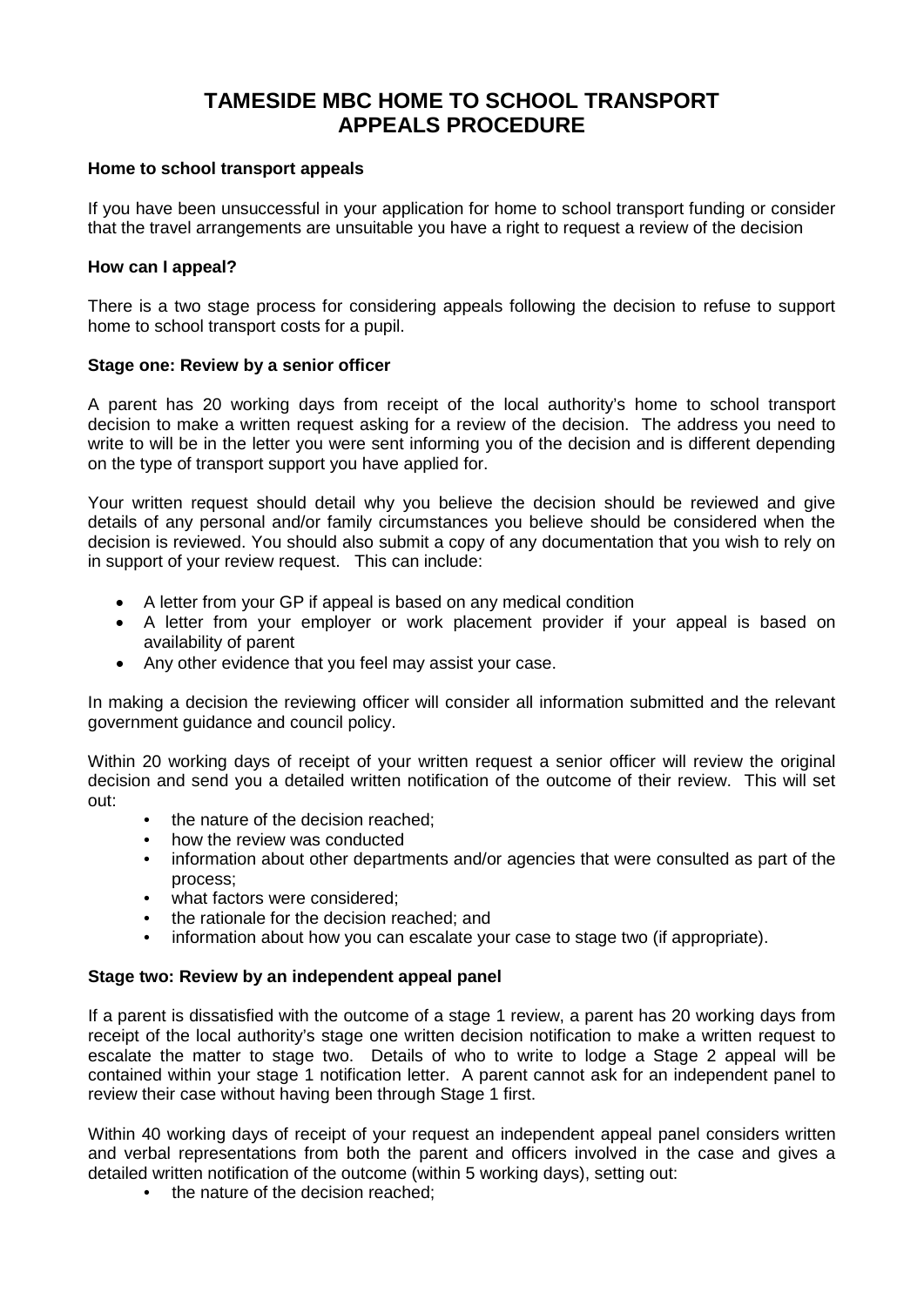# TAMESIDE MBC HOME TO SCHOOL TRANSPORT APPEALS PROCEDURE

**Home to school transport appeals**

If you have been unsuccessful in your application for home to school transport funding or consider that the travel arrangements are unsuitable you have a right to request a review of the decision

**How can I appeal?**

There is a two stage process for considering appeals following the decision to refuse to support home to school transport costs for a pupil.

**Stage one: Review by a senior officer**

A parent has 20 working days from receipt of the local authority's home to school transport decision to make a written request asking for a review of the decision. The address you need to write to will be in the letter you were sent informing you of the decision and is different depending on the type of transport support you have applied for.

Your written request should detail why you believe the decision should be reviewed and give details of any personal and/or family circumstances you believe should be considered when the decision is reviewed. You should also submit a copy of any documentation that you wish to rely on in support of your review request. This can include:

- A letter from your GP if appeal is based on any medical condition
- A letter from your employer or work placement provider if your appeal is based on availability of parent
- Any other evidence that you feel may assist your case.

In making a decision the reviewing officer will consider all information submitted and the relevant government guidance and council policy.

Within 20 working days of receipt of your written request a senior officer will review the original decision and send you a detailed written notification of the outcome of their review. This will set out:

- the nature of the decision reached;
- how the review was conducted
- information about other departments and/or agencies that were consulted as part of the process;
- what factors were considered;
- the rationale for the decision reached; and
- information about how you can escalate your case to stage two (if appropriate).

**Stage two: Review by an independent appeal panel**

If a parent is dissatisfied with the outcome of a stage 1 review, a parent has 20 working days from receipt of the local authority's stage one written decision notification to make a written request to escalate the matter to stage two. Details of who to write to lodge a Stage 2 appeal will be contained within your stage 1 notification letter. A parent cannot ask for an independent panel to review their case without having been through Stage 1 first.

Within 40 working days of receipt of your request an independent appeal panel considers written and verbal representations from both the parent and officers involved in the case and gives a detailed written notification of the outcome (within 5 working days), setting out:

- the nature of the decision reached;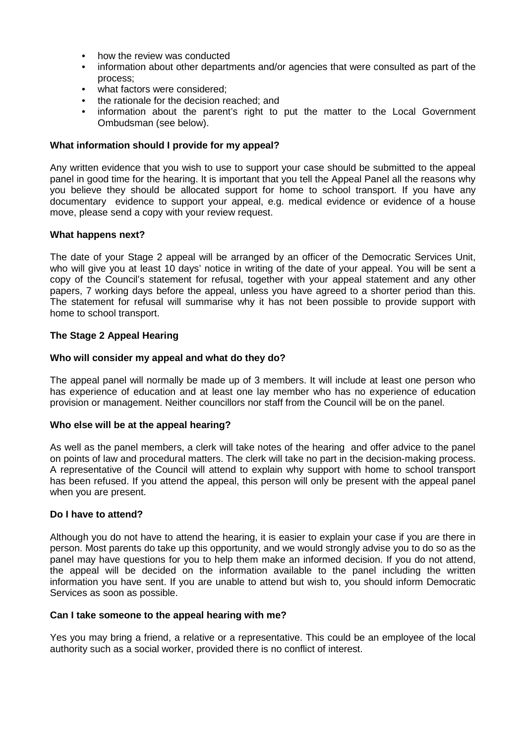- how the review was conducted
- information about other departments and/or agencies that were consulted as part of the process;
- what factors were considered;
- the rationale for the decision reached; and
- information about the parent's right to put the matter to the Local Government Ombudsman (see below).

**What information should I provide for my appeal?**

Any written evidence that you wish to use to support your case should be submitted to the appeal panel in good time for the hearing. It is important that you tell the Appeal Panel all the reasons why you believe they should be allocated support for home to school transport. If you have any documentary evidence to support your appeal, e.g. medical evidence or evidence of a house move, please send a copy with your review request.

**What happens next?**

The date of your Stage 2 appeal will be arranged by an officer of the Democratic Services Unit, who will give you at least 10 days' notice in writing of the date of your appeal. You will be sent a copy of the Council's statement for refusal, together with your appeal statement and any other papers, 7 working days before the appeal, unless you have agreed to a shorter period than this. The statement for refusal will summarise why it has not been possible to provide support with home to school transport.

**The Stage 2 Appeal Hearing**

**Who will consider my appeal and what do they do?**

The appeal panel will normally be made up of 3 members. It will include at least one person who has experience of education and at least one lay member who has no experience of education provision or management. Neither councillors nor staff from the Council will be on the panel.

**Who else will be at the appeal hearing?**

As well as the panel members, a clerk will take notes of the hearing and offer advice to the panel on points of law and procedural matters. The clerk will take no part in the decision-making process. A representative of the Council will attend to explain why support with home to school transport has been refused. If you attend the appeal, this person will only be present with the appeal panel when you are present.

**Do I have to attend?**

Although you do not have to attend the hearing, it is easier to explain your case if you are there in person. Most parents do take up this opportunity, and we would strongly advise you to do so as the panel may have questions for you to help them make an informed decision. If you do not attend, the appeal will be decided on the information available to the panel including the written information you have sent. If you are unable to attend but wish to, you should inform Democratic Services as soon as possible.

**Can I take someone to the appeal hearing with me?**

Yes you may bring a friend, a relative or a representative. This could be an employee of the local authority such as a social worker, provided there is no conflict of interest.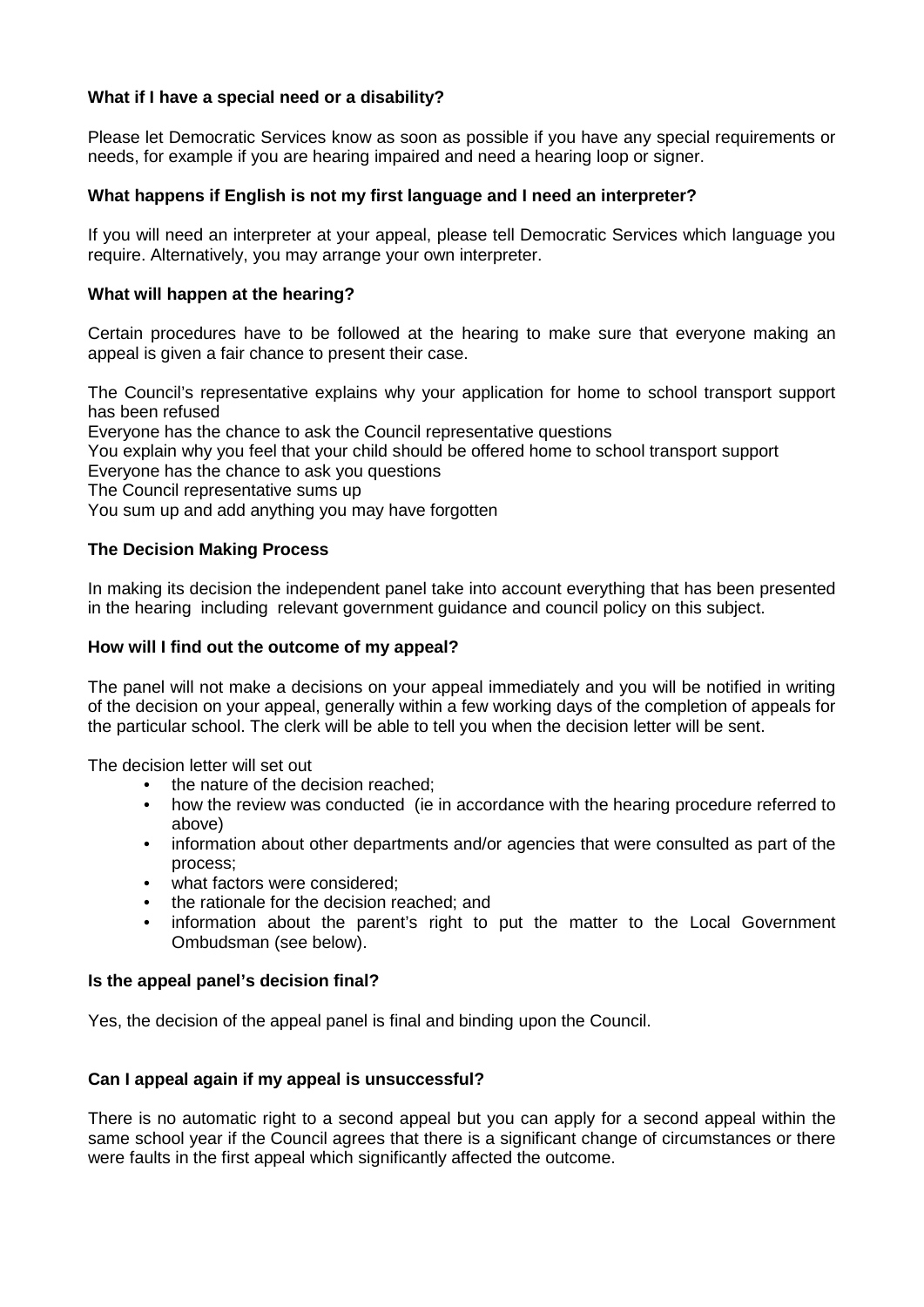**What if I have a special need or a disability?**

Please let Democratic Services know as soon as possible if you have any special requirements or needs, for example if you are hearing impaired and need a hearing loop or signer.

**What happens if English is not my first language and I need an interpreter?**

If you will need an interpreter at your appeal, please tell Democratic Services which language you require. Alternatively, you may arrange your own interpreter.

**What will happen at the hearing?**

Certain procedures have to be followed at the hearing to make sure that everyone making an appeal is given a fair chance to present their case.

The Council's representative explains why your application for home to school transport support has been refused
Everyone has the chance to ask the Council representative questions
You explain why you feel that your child should be offered home to school transport support
Everyone has the chance to ask you questions
The Council representative sums up
You sum up and add anything you may have forgotten

**The Decision Making Process**

In making its decision the independent panel take into account everything that has been presented in the hearing including relevant government guidance and council policy on this subject.

**How will I find out the outcome of my appeal?**

The panel will not make a decisions on your appeal immediately and you will be notified in writing of the decision on your appeal, generally within a few working days of the completion of appeals for the particular school. The clerk will be able to tell you when the decision letter will be sent.

The decision letter will set out

- the nature of the decision reached;
- how the review was conducted (ie in accordance with the hearing procedure referred to above)
- information about other departments and/or agencies that were consulted as part of the process;
- what factors were considered;
- the rationale for the decision reached; and
- information about the parent's right to put the matter to the Local Government Ombudsman (see below).

**Is the appeal panel's decision final?**

Yes, the decision of the appeal panel is final and binding upon the Council.

**Can I appeal again if my appeal is unsuccessful?**

There is no automatic right to a second appeal but you can apply for a second appeal within the same school year if the Council agrees that there is a significant change of circumstances or there were faults in the first appeal which significantly affected the outcome.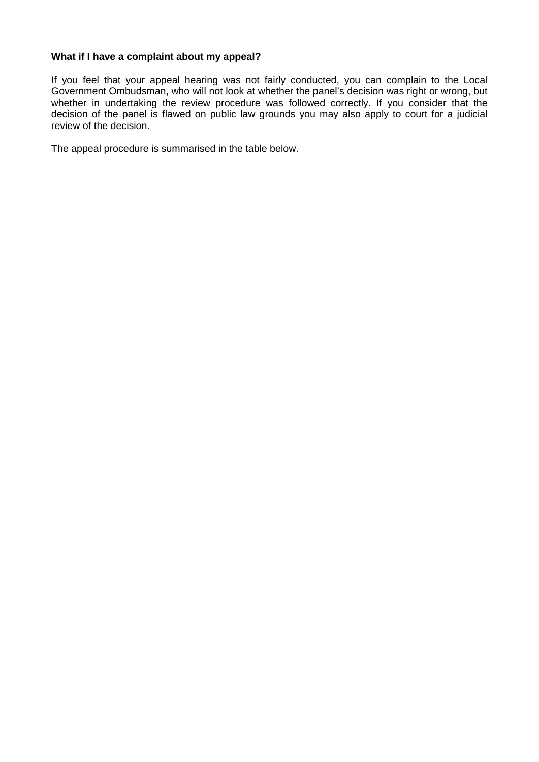**What if I have a complaint about my appeal?**

If you feel that your appeal hearing was not fairly conducted, you can complain to the Local Government Ombudsman, who will not look at whether the panel's decision was right or wrong, but whether in undertaking the review procedure was followed correctly. If you consider that the decision of the panel is flawed on public law grounds you may also apply to court for a judicial review of the decision.

The appeal procedure is summarised in the table below.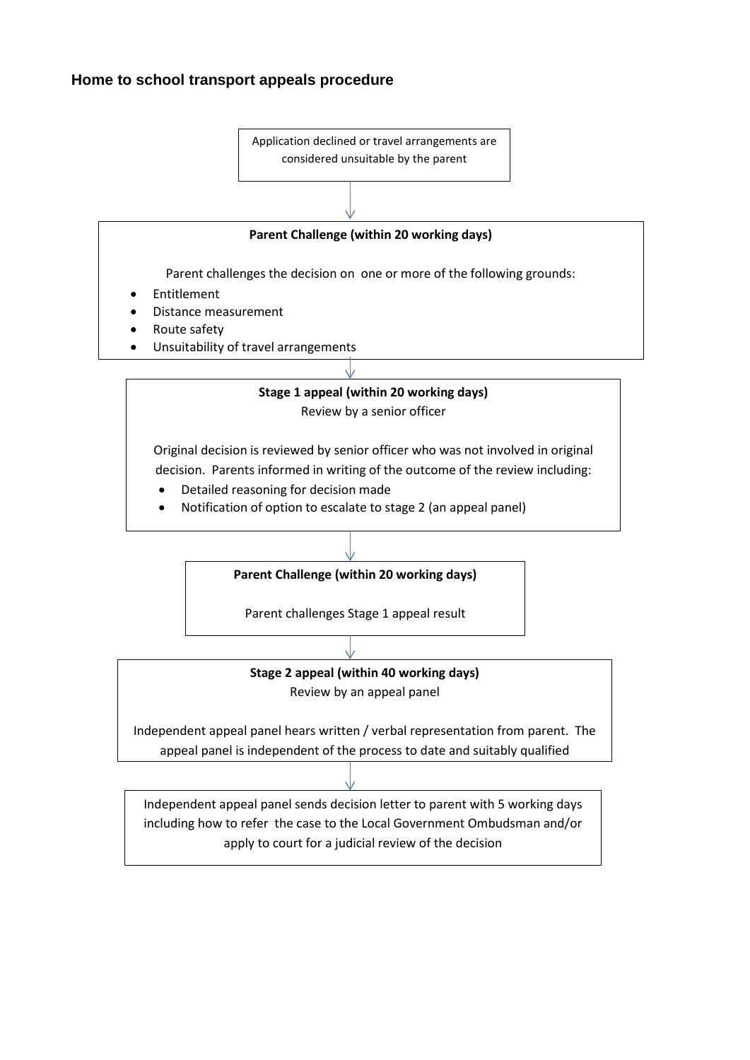## Home to school transport appeals procedure

Application declined or travel arrangements are considered unsuitable by the parent

↓

**Parent Challenge (within 20 working days)**

Parent challenges the decision on one or more of the following grounds:

- Entitlement
- Distance measurement
- Route safety
- Unsuitability of travel arrangements

↓

**Stage 1 appeal (within 20 working days)**

Review by a senior officer

Original decision is reviewed by senior officer who was not involved in original decision. Parents informed in writing of the outcome of the review including:

- Detailed reasoning for decision made
- Notification of option to escalate to stage 2 (an appeal panel)

↓

**Parent Challenge (within 20 working days)**

Parent challenges Stage 1 appeal result

↓

**Stage 2 appeal (within 40 working days)**

Review by an appeal panel

Independent appeal panel hears written / verbal representation from parent. The appeal panel is independent of the process to date and suitably qualified

↓

Independent appeal panel sends decision letter to parent with 5 working days including how to refer the case to the Local Government Ombudsman and/or apply to court for a judicial review of the decision